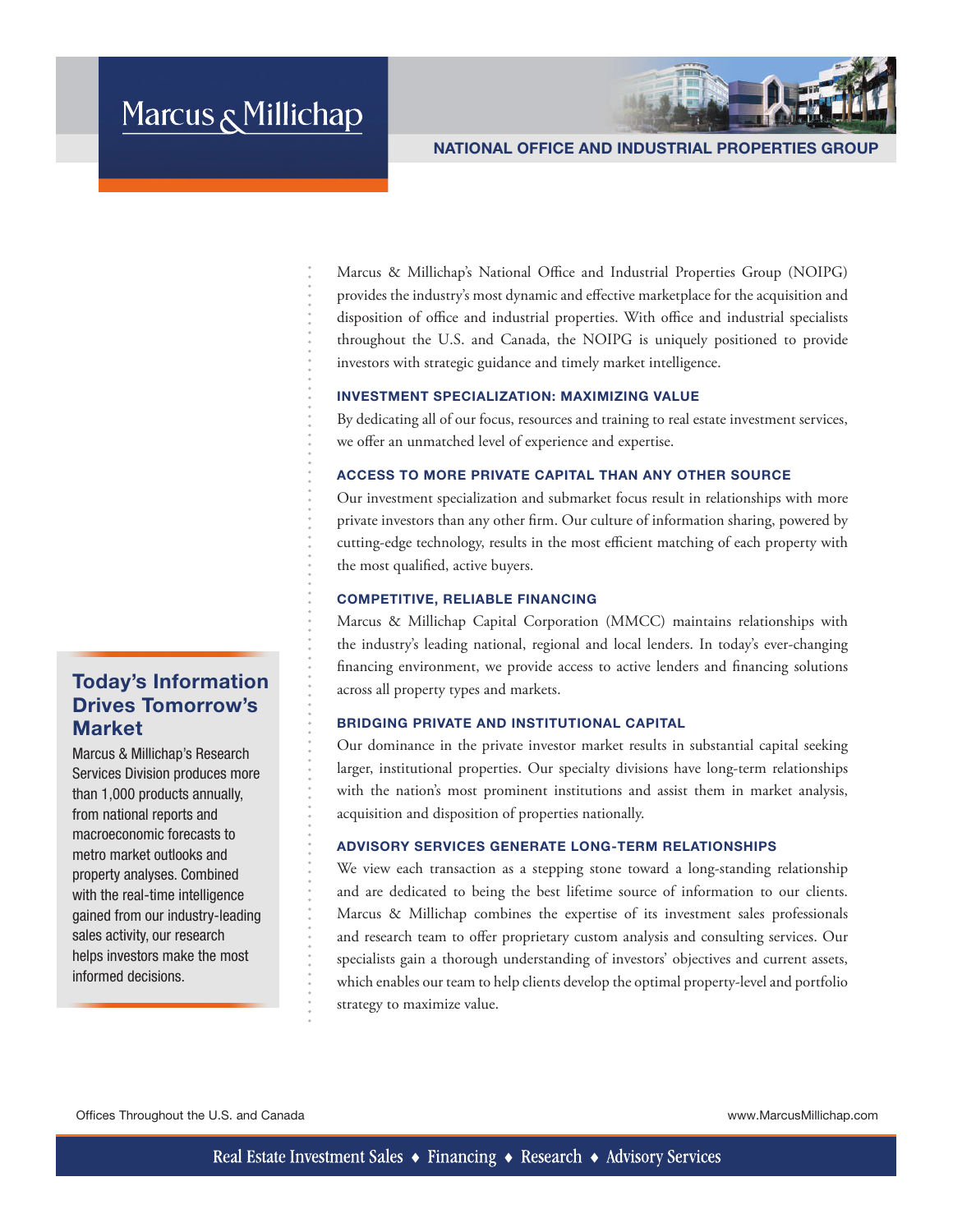Marcus & Millichap

## NATIONAL OFFICE AND INDUSTRIAL PROPERTIES GROUP

Marcus & Millichap's National Office and Industrial Properties Group (NOIPG) provides the industry's most dynamic and effective marketplace for the acquisition and disposition of office and industrial properties. With office and industrial specialists throughout the U.S. and Canada, the NOIPG is uniquely positioned to provide investors with strategic guidance and timely market intelligence.

### INVESTMENT SPECIALIZATION: MAXIMIZING VALUE

By dedicating all of our focus, resources and training to real estate investment services, we offer an unmatched level of experience and expertise.

### ACCESS TO MORE PRIVATE CAPITAL THAN ANY OTHER SOURCE

Our investment specialization and submarket focus result in relationships with more private investors than any other firm. Our culture of information sharing, powered by cutting-edge technology, results in the most efficient matching of each property with the most qualified, active buyers.

### COMPETITIVE, RELIABLE FINANCING

Marcus & Millichap Capital Corporation (MMCC) maintains relationships with the industry's leading national, regional and local lenders. In today's ever-changing financing environment, we provide access to active lenders and financing solutions across all property types and markets.

### BRIDGING PRIVATE AND INSTITUTIONAL CAPITAL

Our dominance in the private investor market results in substantial capital seeking larger, institutional properties. Our specialty divisions have long-term relationships with the nation's most prominent institutions and assist them in market analysis, acquisition and disposition of properties nationally.

### ADVISORY SERVICES GENERATE LONG-TERM RELATIONSHIPS

We view each transaction as a stepping stone toward a long-standing relationship and are dedicated to being the best lifetime source of information to our clients. Marcus & Millichap combines the expertise of its investment sales professionals and research team to offer proprietary custom analysis and consulting services. Our specialists gain a thorough understanding of investors' objectives and current assets, which enables our team to help clients develop the optimal property-level and portfolio strategy to maximize value.

### Today's Information Drives Tomorrow's Market

Marcus & Millichap's Research Services Division produces more than 1,000 products annually, from national reports and macroeconomic forecasts to metro market outlooks and property analyses. Combined with the real-time intelligence gained from our industry-leading sales activity, our research helps investors make the most informed decisions.

Offices Throughout the U.S. and Canada

www.MarcusMillichap.com

Real Estate Investment Sales ♦ Financing ♦ Research ♦ Advisory Services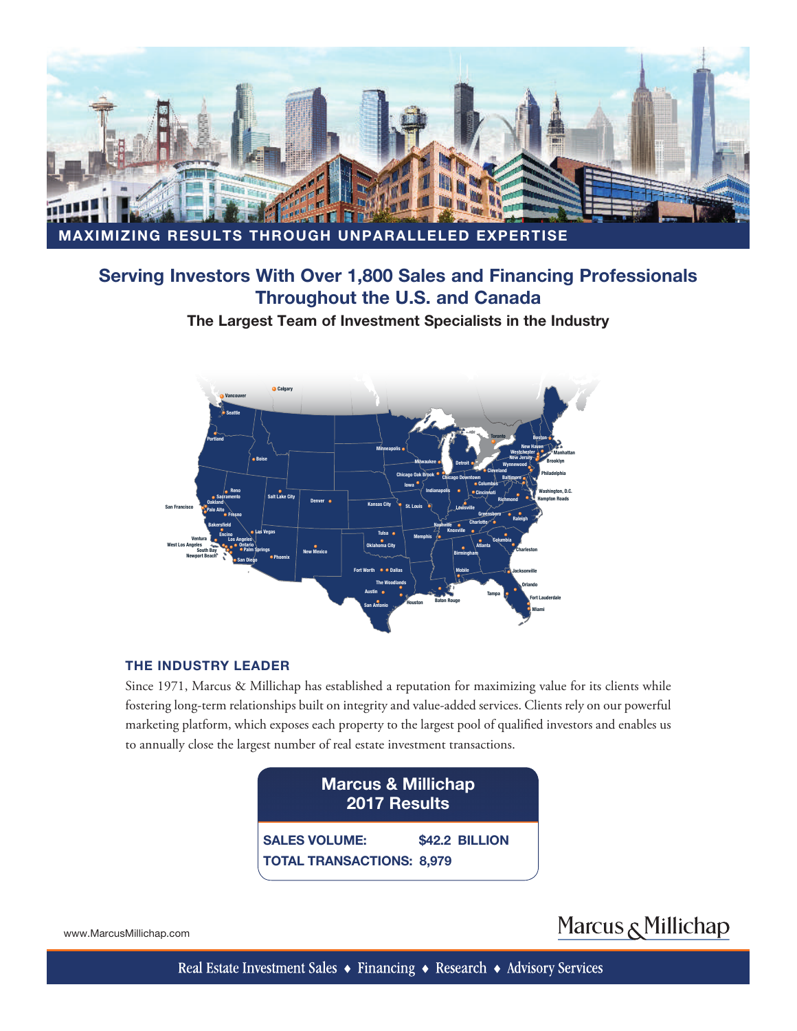## MAXIMIZING RESULTS THROUGH UNPARALLELED EXPERTISE

# Serving Investors With Over 1,800 Sales and Financing Professionals Throughout the U.S. and Canada

### The Largest Team of Investment Specialists in the Industry

Vancouver
Calgary
Seattle
Portland
Boise
Minneapolis
Toronto
Boston
New Haven
Westchester
New Jersey
Manhattan
Brooklyn
Wynnewood
Philadelphia
Milwaukee
Detroit
Cleveland
Baltimore
Chicago Oak Brook
Chicago Downtown
Iowa
Columbus
Indianapolis
Cincinnati
Washington, D.C.
Hampton Roads
Richmond
Reno
Sacramento
Oakland
San Francisco
Palo Alto
Fresno
Salt Lake City
Denver
Kansas City
St. Louis
Louisville
Greensboro
Raleigh
Charlotte
Nashville
Knoxville
Bakersfield
Las Vegas
Encino
Ventura
Los Angeles
West Los Angeles
Ontario
South Bay
Palm Springs
Newport Beach
San Diego
Phoenix
New Mexico
Tulsa
Oklahoma City
Memphis
Columbia
Atlanta
Charleston
Birmingham
Fort Worth
Dallas
Mobile
Jacksonville
The Woodlands
Austin
Houston
Baton Rouge
San Antonio
Tampa
Orlando
Fort Lauderdale
Miami

### THE INDUSTRY LEADER

Since 1971, Marcus & Millichap has established a reputation for maximizing value for its clients while fostering long-term relationships built on integrity and value-added services. Clients rely on our powerful marketing platform, which exposes each property to the largest pool of qualified investors and enables us to annually close the largest number of real estate investment transactions.

| Marcus & Millichap 2017 Results | |
|---|---|
| **SALES VOLUME:** | **$42.2 BILLION** |
| **TOTAL TRANSACTIONS:** | **8,979** |

www.MarcusMillichap.com

Marcus & Millichap

Real Estate Investment Sales ♦ Financing ♦ Research ♦ Advisory Services